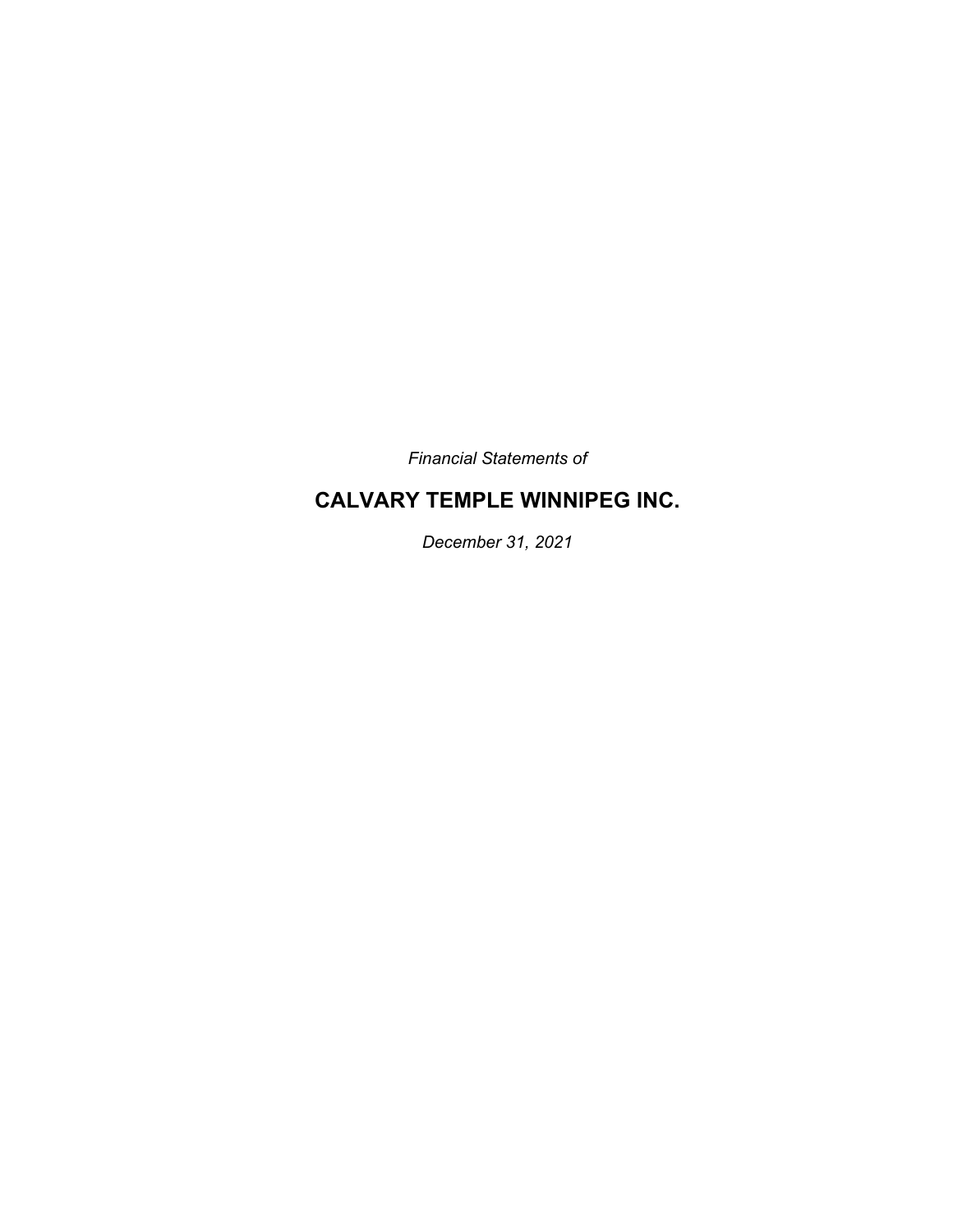*Financial Statements of*

# CALVARY TEMPLE WINNIPEG INC.

*December 31, 2021*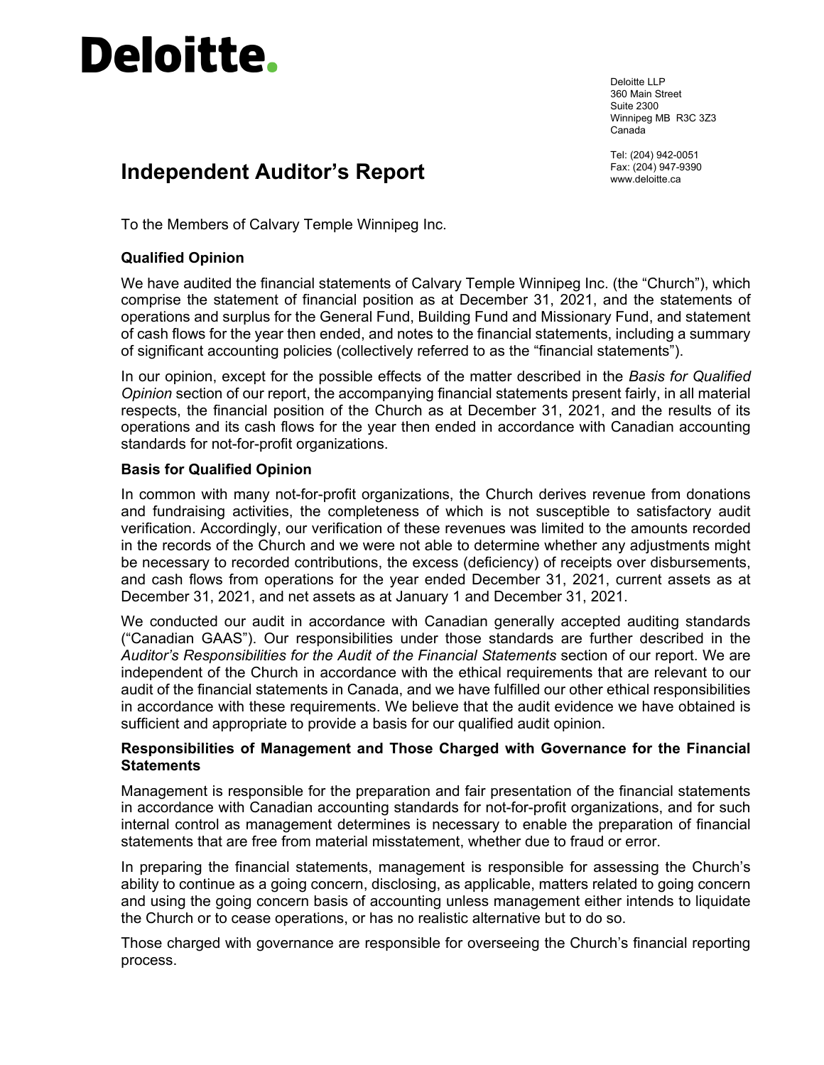# Deloitte.

Deloitte LLP
360 Main Street
Suite 2300
Winnipeg MB R3C 3Z3
Canada

Tel: (204) 942-0051
Fax: (204) 947-9390
www.deloitte.ca

## Independent Auditor's Report

To the Members of Calvary Temple Winnipeg Inc.

### Qualified Opinion

We have audited the financial statements of Calvary Temple Winnipeg Inc. (the "Church"), which comprise the statement of financial position as at December 31, 2021, and the statements of operations and surplus for the General Fund, Building Fund and Missionary Fund, and statement of cash flows for the year then ended, and notes to the financial statements, including a summary of significant accounting policies (collectively referred to as the "financial statements").

In our opinion, except for the possible effects of the matter described in the *Basis for Qualified Opinion* section of our report, the accompanying financial statements present fairly, in all material respects, the financial position of the Church as at December 31, 2021, and the results of its operations and its cash flows for the year then ended in accordance with Canadian accounting standards for not-for-profit organizations.

### Basis for Qualified Opinion

In common with many not-for-profit organizations, the Church derives revenue from donations and fundraising activities, the completeness of which is not susceptible to satisfactory audit verification. Accordingly, our verification of these revenues was limited to the amounts recorded in the records of the Church and we were not able to determine whether any adjustments might be necessary to recorded contributions, the excess (deficiency) of receipts over disbursements, and cash flows from operations for the year ended December 31, 2021, current assets as at December 31, 2021, and net assets as at January 1 and December 31, 2021.

We conducted our audit in accordance with Canadian generally accepted auditing standards ("Canadian GAAS"). Our responsibilities under those standards are further described in the *Auditor's Responsibilities for the Audit of the Financial Statements* section of our report. We are independent of the Church in accordance with the ethical requirements that are relevant to our audit of the financial statements in Canada, and we have fulfilled our other ethical responsibilities in accordance with these requirements. We believe that the audit evidence we have obtained is sufficient and appropriate to provide a basis for our qualified audit opinion.

### Responsibilities of Management and Those Charged with Governance for the Financial Statements

Management is responsible for the preparation and fair presentation of the financial statements in accordance with Canadian accounting standards for not-for-profit organizations, and for such internal control as management determines is necessary to enable the preparation of financial statements that are free from material misstatement, whether due to fraud or error.

In preparing the financial statements, management is responsible for assessing the Church's ability to continue as a going concern, disclosing, as applicable, matters related to going concern and using the going concern basis of accounting unless management either intends to liquidate the Church or to cease operations, or has no realistic alternative but to do so.

Those charged with governance are responsible for overseeing the Church's financial reporting process.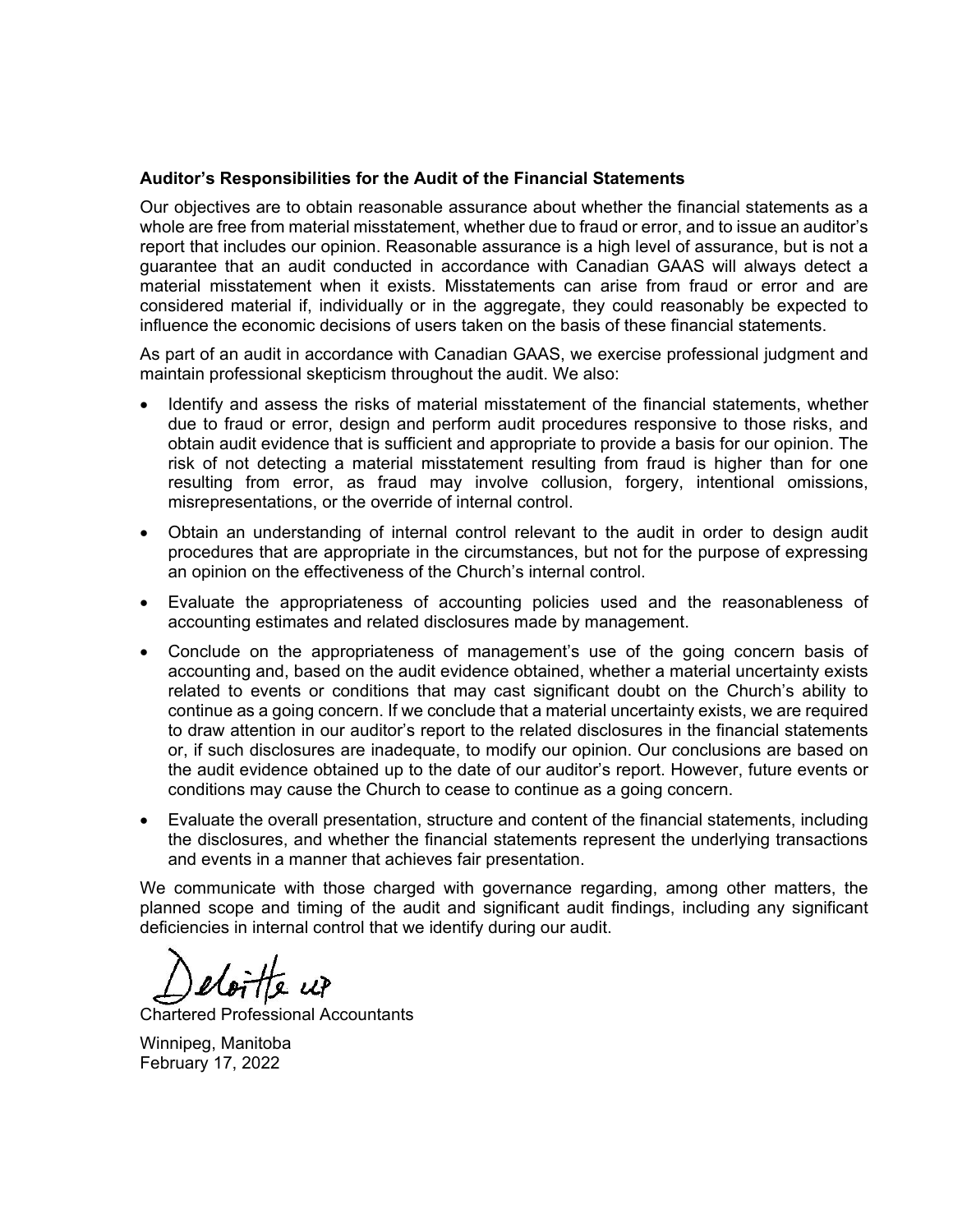**Auditor's Responsibilities for the Audit of the Financial Statements**

Our objectives are to obtain reasonable assurance about whether the financial statements as a whole are free from material misstatement, whether due to fraud or error, and to issue an auditor's report that includes our opinion. Reasonable assurance is a high level of assurance, but is not a guarantee that an audit conducted in accordance with Canadian GAAS will always detect a material misstatement when it exists. Misstatements can arise from fraud or error and are considered material if, individually or in the aggregate, they could reasonably be expected to influence the economic decisions of users taken on the basis of these financial statements.

As part of an audit in accordance with Canadian GAAS, we exercise professional judgment and maintain professional skepticism throughout the audit. We also:

- Identify and assess the risks of material misstatement of the financial statements, whether due to fraud or error, design and perform audit procedures responsive to those risks, and obtain audit evidence that is sufficient and appropriate to provide a basis for our opinion. The risk of not detecting a material misstatement resulting from fraud is higher than for one resulting from error, as fraud may involve collusion, forgery, intentional omissions, misrepresentations, or the override of internal control.
- Obtain an understanding of internal control relevant to the audit in order to design audit procedures that are appropriate in the circumstances, but not for the purpose of expressing an opinion on the effectiveness of the Church's internal control.
- Evaluate the appropriateness of accounting policies used and the reasonableness of accounting estimates and related disclosures made by management.
- Conclude on the appropriateness of management's use of the going concern basis of accounting and, based on the audit evidence obtained, whether a material uncertainty exists related to events or conditions that may cast significant doubt on the Church's ability to continue as a going concern. If we conclude that a material uncertainty exists, we are required to draw attention in our auditor's report to the related disclosures in the financial statements or, if such disclosures are inadequate, to modify our opinion. Our conclusions are based on the audit evidence obtained up to the date of our auditor's report. However, future events or conditions may cause the Church to cease to continue as a going concern.
- Evaluate the overall presentation, structure and content of the financial statements, including the disclosures, and whether the financial statements represent the underlying transactions and events in a manner that achieves fair presentation.

We communicate with those charged with governance regarding, among other matters, the planned scope and timing of the audit and significant audit findings, including any significant deficiencies in internal control that we identify during our audit.

Deloitte LLP

Chartered Professional Accountants

Winnipeg, Manitoba
February 17, 2022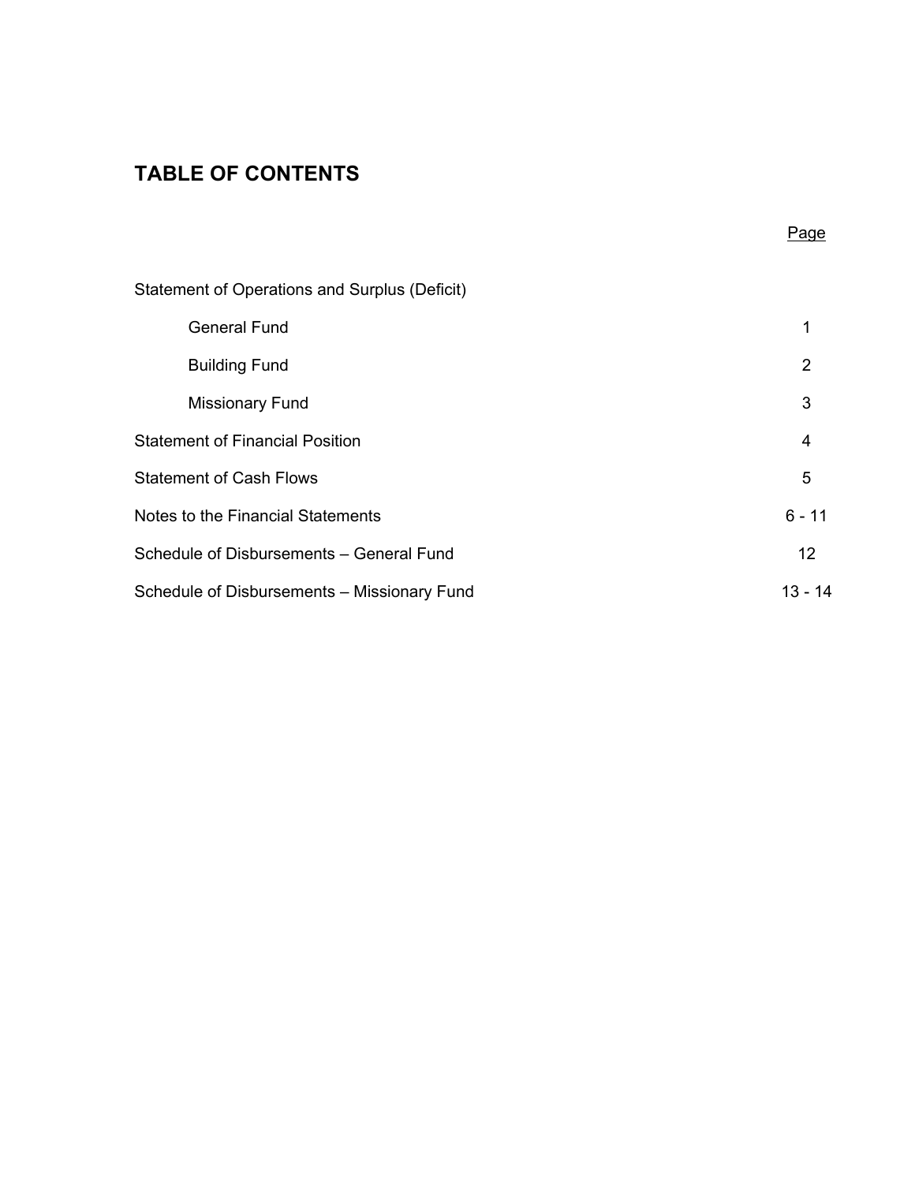# TABLE OF CONTENTS

| | Page |
|---|---|
| Statement of Operations and Surplus (Deficit) | |
| General Fund | 1 |
| Building Fund | 2 |
| Missionary Fund | 3 |
| Statement of Financial Position | 4 |
| Statement of Cash Flows | 5 |
| Notes to the Financial Statements | 6 - 11 |
| Schedule of Disbursements – General Fund | 12 |
| Schedule of Disbursements – Missionary Fund | 13 - 14 |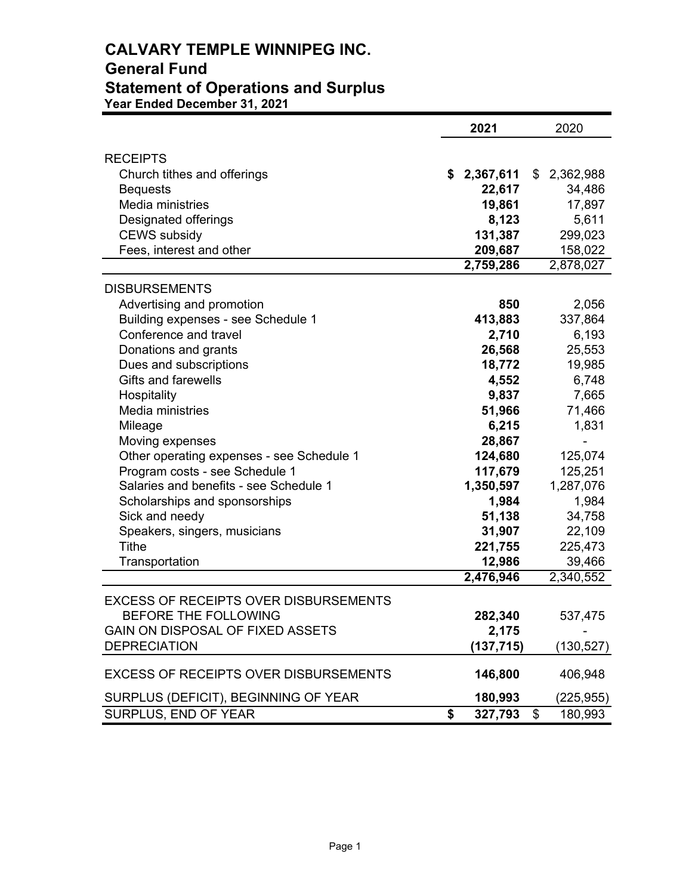# CALVARY TEMPLE WINNIPEG INC.

## General Fund

## Statement of Operations and Surplus

**Year Ended December 31, 2021**

| | **2021** | 2020 |
|---|---|---|
| RECEIPTS | | |
| Church tithes and offerings | **$ 2,367,611** | $ 2,362,988 |
| Bequests | **22,617** | 34,486 |
| Media ministries | **19,861** | 17,897 |
| Designated offerings | **8,123** | 5,611 |
| CEWS subsidy | **131,387** | 299,023 |
| Fees, interest and other | **209,687** | 158,022 |
| | **2,759,286** | 2,878,027 |
| DISBURSEMENTS | | |
| Advertising and promotion | **850** | 2,056 |
| Building expenses - see Schedule 1 | **413,883** | 337,864 |
| Conference and travel | **2,710** | 6,193 |
| Donations and grants | **26,568** | 25,553 |
| Dues and subscriptions | **18,772** | 19,985 |
| Gifts and farewells | **4,552** | 6,748 |
| Hospitality | **9,837** | 7,665 |
| Media ministries | **51,966** | 71,466 |
| Mileage | **6,215** | 1,831 |
| Moving expenses | **28,867** | - |
| Other operating expenses - see Schedule 1 | **124,680** | 125,074 |
| Program costs - see Schedule 1 | **117,679** | 125,251 |
| Salaries and benefits - see Schedule 1 | **1,350,597** | 1,287,076 |
| Scholarships and sponsorships | **1,984** | 1,984 |
| Sick and needy | **51,138** | 34,758 |
| Speakers, singers, musicians | **31,907** | 22,109 |
| Tithe | **221,755** | 225,473 |
| Transportation | **12,986** | 39,466 |
| | **2,476,946** | 2,340,552 |
| EXCESS OF RECEIPTS OVER DISBURSEMENTS BEFORE THE FOLLOWING | **282,340** | 537,475 |
| GAIN ON DISPOSAL OF FIXED ASSETS | **2,175** | - |
| DEPRECIATION | **(137,715)** | (130,527) |
| EXCESS OF RECEIPTS OVER DISBURSEMENTS | **146,800** | 406,948 |
| SURPLUS (DEFICIT), BEGINNING OF YEAR | **180,993** | (225,955) |
| SURPLUS, END OF YEAR | **$ 327,793** | $ 180,993 |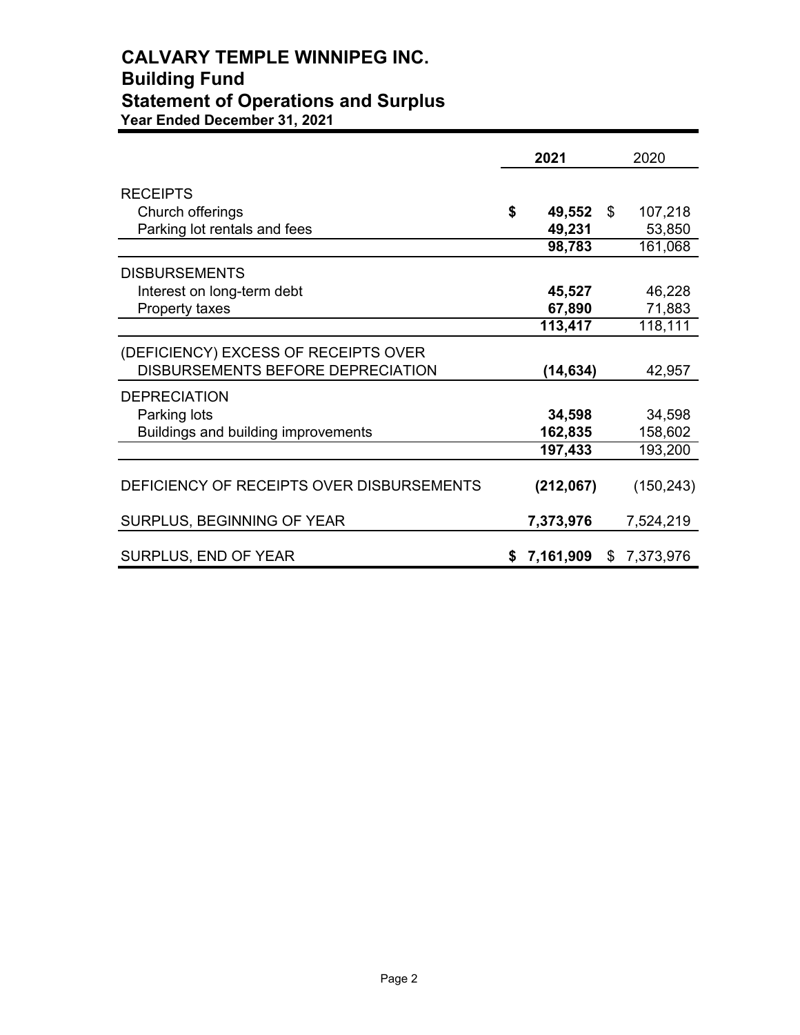# CALVARY TEMPLE WINNIPEG INC.
## Building Fund
## Statement of Operations and Surplus
**Year Ended December 31, 2021**

| | 2021 | 2020 |
|---|---|---|
| RECEIPTS | | |
| Church offerings | $ 49,552 | $ 107,218 |
| Parking lot rentals and fees | 49,231 | 53,850 |
| | 98,783 | 161,068 |
| DISBURSEMENTS | | |
| Interest on long-term debt | 45,527 | 46,228 |
| Property taxes | 67,890 | 71,883 |
| | 113,417 | 118,111 |
| (DEFICIENCY) EXCESS OF RECEIPTS OVER DISBURSEMENTS BEFORE DEPRECIATION | (14,634) | 42,957 |
| DEPRECIATION | | |
| Parking lots | 34,598 | 34,598 |
| Buildings and building improvements | 162,835 | 158,602 |
| | 197,433 | 193,200 |
| DEFICIENCY OF RECEIPTS OVER DISBURSEMENTS | (212,067) | (150,243) |
| SURPLUS, BEGINNING OF YEAR | 7,373,976 | 7,524,219 |
| SURPLUS, END OF YEAR | $ 7,161,909 | $ 7,373,976 |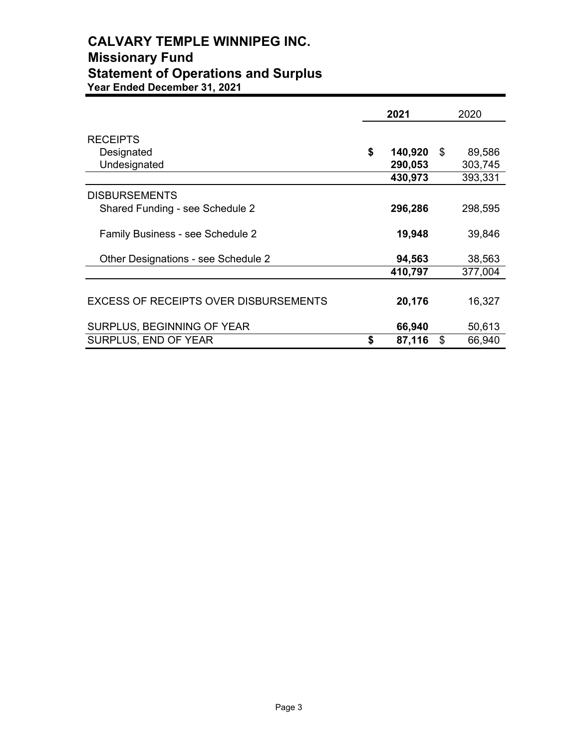# CALVARY TEMPLE WINNIPEG INC.
## Missionary Fund
## Statement of Operations and Surplus
**Year Ended December 31, 2021**

| | **2021** | 2020 |
|---|---|---|
| RECEIPTS | | |
| Designated | **$ 140,920** | $ 89,586 |
| Undesignated | **290,053** | 303,745 |
| | **430,973** | 393,331 |
| DISBURSEMENTS | | |
| Shared Funding - see Schedule 2 | **296,286** | 298,595 |
| Family Business - see Schedule 2 | **19,948** | 39,846 |
| Other Designations - see Schedule 2 | **94,563** | 38,563 |
| | **410,797** | 377,004 |
| EXCESS OF RECEIPTS OVER DISBURSEMENTS | **20,176** | 16,327 |
| SURPLUS, BEGINNING OF YEAR | **66,940** | 50,613 |
| SURPLUS, END OF YEAR | **$ 87,116** | $ 66,940 |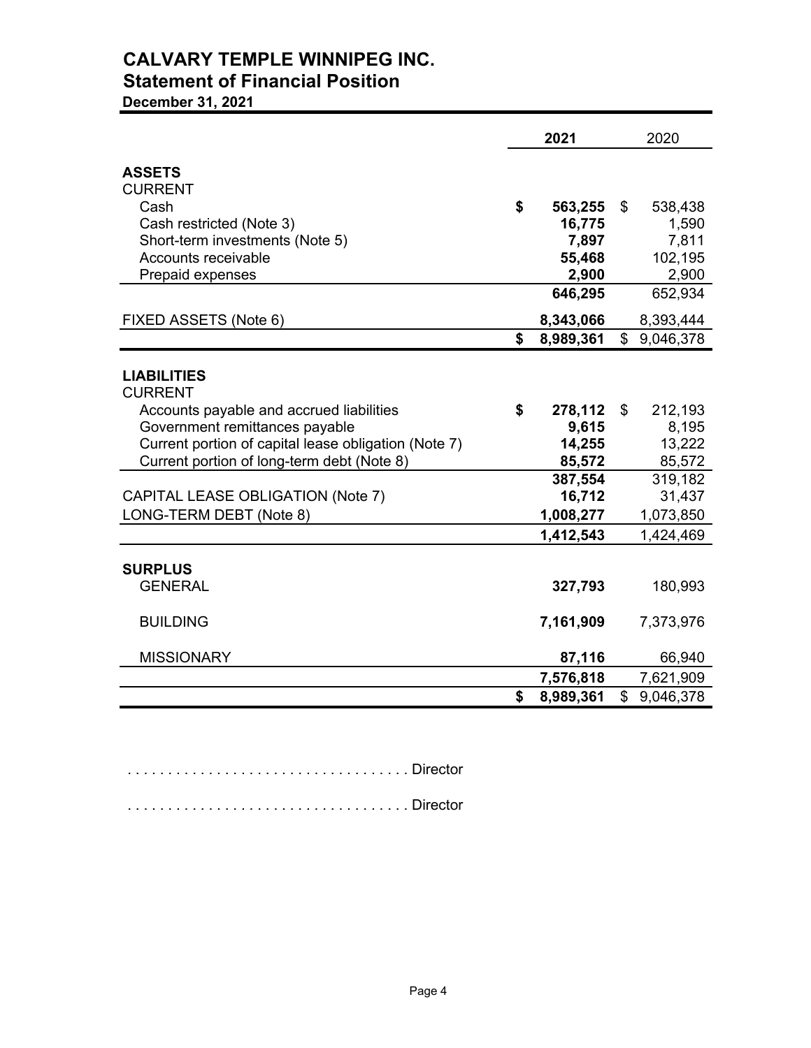# CALVARY TEMPLE WINNIPEG INC.
## Statement of Financial Position
**December 31, 2021**

| | **2021** | 2020 |
|---|---|---|
| **ASSETS** | | |
| CURRENT | | |
| Cash | **$ 563,255** | $ 538,438 |
| Cash restricted (Note 3) | **16,775** | 1,590 |
| Short-term investments (Note 5) | **7,897** | 7,811 |
| Accounts receivable | **55,468** | 102,195 |
| Prepaid expenses | **2,900** | 2,900 |
| | **646,295** | 652,934 |
| FIXED ASSETS (Note 6) | **8,343,066** | 8,393,444 |
| | **$ 8,989,361** | $ 9,046,378 |
| **LIABILITIES** | | |
| CURRENT | | |
| Accounts payable and accrued liabilities | **$ 278,112** | $ 212,193 |
| Government remittances payable | **9,615** | 8,195 |
| Current portion of capital lease obligation (Note 7) | **14,255** | 13,222 |
| Current portion of long-term debt (Note 8) | **85,572** | 85,572 |
| | **387,554** | 319,182 |
| CAPITAL LEASE OBLIGATION (Note 7) | **16,712** | 31,437 |
| LONG-TERM DEBT (Note 8) | **1,008,277** | 1,073,850 |
| | **1,412,543** | 1,424,469 |
| **SURPLUS** | | |
| GENERAL | **327,793** | 180,993 |
| BUILDING | **7,161,909** | 7,373,976 |
| MISSIONARY | **87,116** | 66,940 |
| | **7,576,818** | 7,621,909 |
| | **$ 8,989,361** | $ 9,046,378 |

. . . . . . . . . . . . . . . . . . . . . . . . . . . . . . . . . . Director

. . . . . . . . . . . . . . . . . . . . . . . . . . . . . . . . . . Director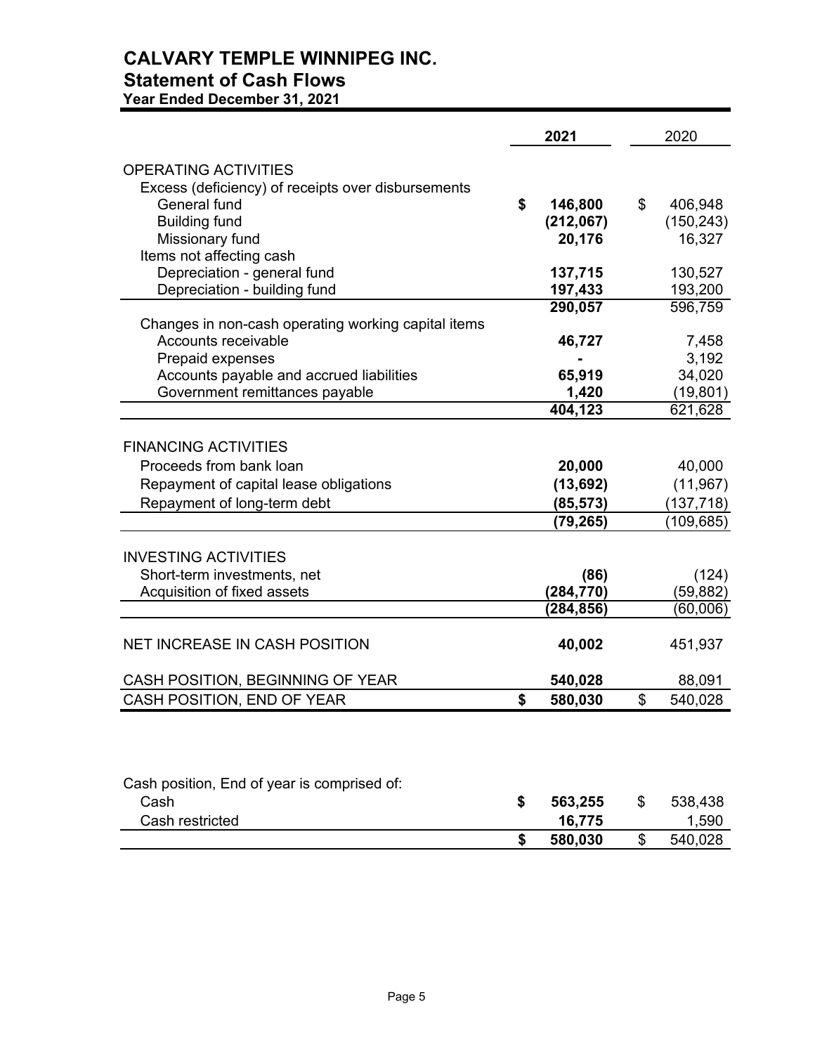# CALVARY TEMPLE WINNIPEG INC.

## Statement of Cash Flows

### Year Ended December 31, 2021

| | 2021 | 2020 |
|---|---|---|
| **OPERATING ACTIVITIES** | | |
| Excess (deficiency) of receipts over disbursements | | |
| General fund | $ 146,800 | $ 406,948 |
| Building fund | (212,067) | (150,243) |
| Missionary fund | 20,176 | 16,327 |
| Items not affecting cash | | |
| Depreciation - general fund | 137,715 | 130,527 |
| Depreciation - building fund | 197,433 | 193,200 |
| | 290,057 | 596,759 |
| Changes in non-cash operating working capital items | | |
| Accounts receivable | 46,727 | 7,458 |
| Prepaid expenses | - | 3,192 |
| Accounts payable and accrued liabilities | 65,919 | 34,020 |
| Government remittances payable | 1,420 | (19,801) |
| | 404,123 | 621,628 |
| **FINANCING ACTIVITIES** | | |
| Proceeds from bank loan | 20,000 | 40,000 |
| Repayment of capital lease obligations | (13,692) | (11,967) |
| Repayment of long-term debt | (85,573) | (137,718) |
| | (79,265) | (109,685) |
| **INVESTING ACTIVITIES** | | |
| Short-term investments, net | (86) | (124) |
| Acquisition of fixed assets | (284,770) | (59,882) |
| | (284,856) | (60,006) |
| **NET INCREASE IN CASH POSITION** | 40,002 | 451,937 |
| **CASH POSITION, BEGINNING OF YEAR** | 540,028 | 88,091 |
| **CASH POSITION, END OF YEAR** | $ 580,030 | $ 540,028 |

| Cash position, End of year is comprised of: | 2021 | 2020 |
|---|---|---|
| Cash | $ 563,255 | $ 538,438 |
| Cash restricted | 16,775 | 1,590 |
| | $ 580,030 | $ 540,028 |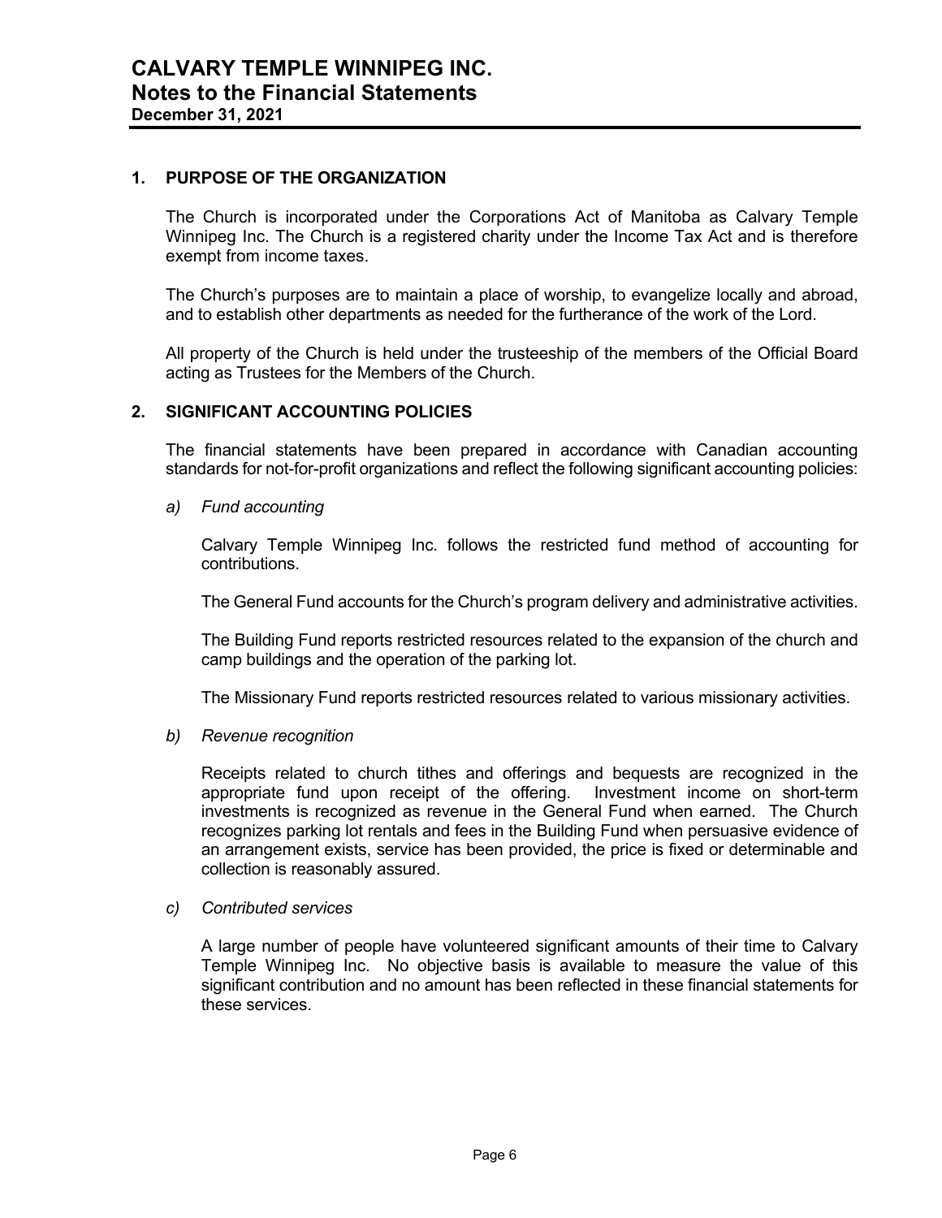# CALVARY TEMPLE WINNIPEG INC.
## Notes to the Financial Statements
**December 31, 2021**

### 1. PURPOSE OF THE ORGANIZATION

The Church is incorporated under the Corporations Act of Manitoba as Calvary Temple Winnipeg Inc. The Church is a registered charity under the Income Tax Act and is therefore exempt from income taxes.

The Church's purposes are to maintain a place of worship, to evangelize locally and abroad, and to establish other departments as needed for the furtherance of the work of the Lord.

All property of the Church is held under the trusteeship of the members of the Official Board acting as Trustees for the Members of the Church.

### 2. SIGNIFICANT ACCOUNTING POLICIES

The financial statements have been prepared in accordance with Canadian accounting standards for not-for-profit organizations and reflect the following significant accounting policies:

*a) Fund accounting*

Calvary Temple Winnipeg Inc. follows the restricted fund method of accounting for contributions.

The General Fund accounts for the Church's program delivery and administrative activities.

The Building Fund reports restricted resources related to the expansion of the church and camp buildings and the operation of the parking lot.

The Missionary Fund reports restricted resources related to various missionary activities.

*b) Revenue recognition*

Receipts related to church tithes and offerings and bequests are recognized in the appropriate fund upon receipt of the offering. Investment income on short-term investments is recognized as revenue in the General Fund when earned. The Church recognizes parking lot rentals and fees in the Building Fund when persuasive evidence of an arrangement exists, service has been provided, the price is fixed or determinable and collection is reasonably assured.

*c) Contributed services*

A large number of people have volunteered significant amounts of their time to Calvary Temple Winnipeg Inc. No objective basis is available to measure the value of this significant contribution and no amount has been reflected in these financial statements for these services.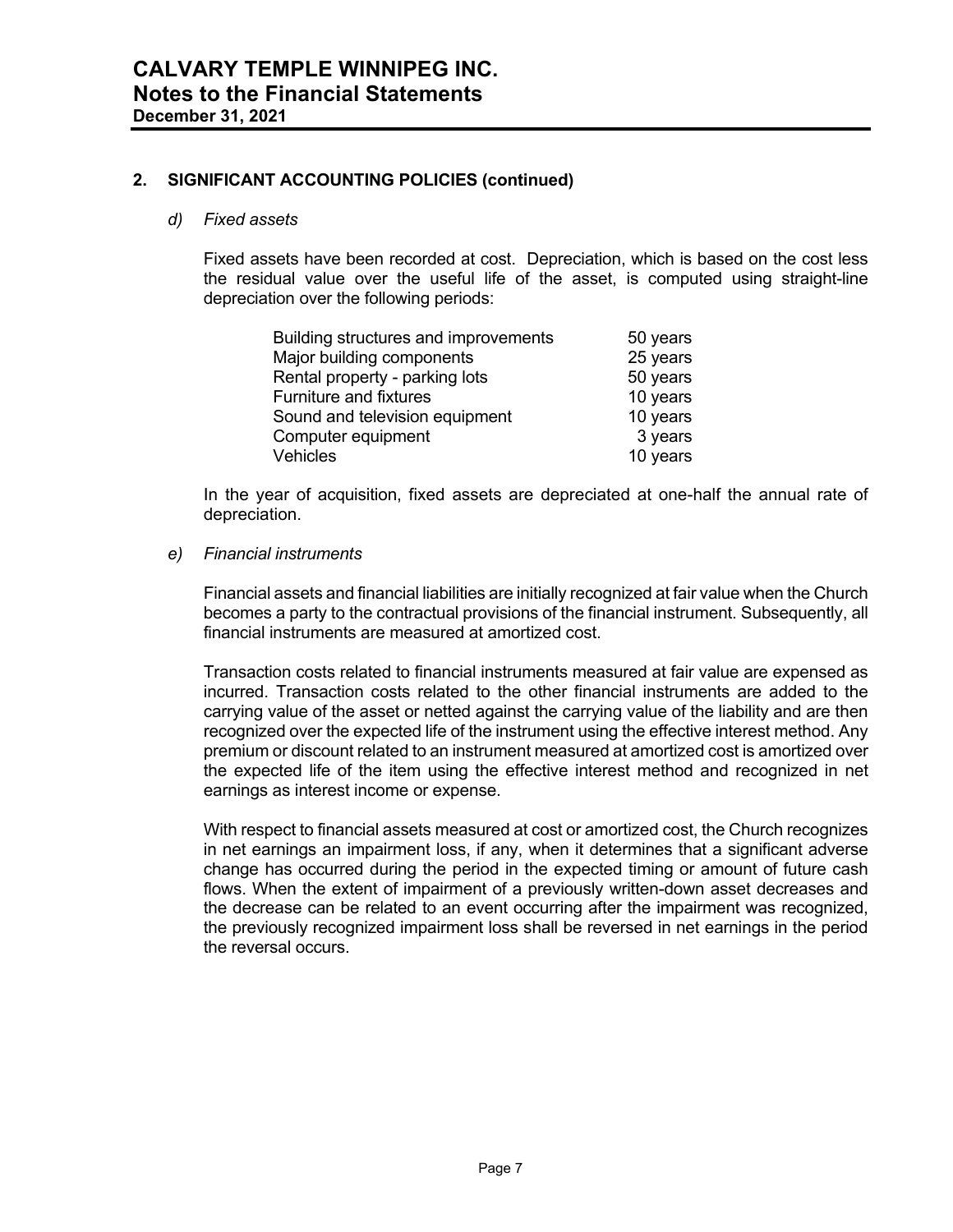# CALVARY TEMPLE WINNIPEG INC.
## Notes to the Financial Statements
**December 31, 2021**

### 2. SIGNIFICANT ACCOUNTING POLICIES (continued)

*d) Fixed assets*

Fixed assets have been recorded at cost. Depreciation, which is based on the cost less the residual value over the useful life of the asset, is computed using straight-line depreciation over the following periods:

| | |
|---|---|
| Building structures and improvements | 50 years |
| Major building components | 25 years |
| Rental property - parking lots | 50 years |
| Furniture and fixtures | 10 years |
| Sound and television equipment | 10 years |
| Computer equipment | 3 years |
| Vehicles | 10 years |

In the year of acquisition, fixed assets are depreciated at one-half the annual rate of depreciation.

*e) Financial instruments*

Financial assets and financial liabilities are initially recognized at fair value when the Church becomes a party to the contractual provisions of the financial instrument. Subsequently, all financial instruments are measured at amortized cost.

Transaction costs related to financial instruments measured at fair value are expensed as incurred. Transaction costs related to the other financial instruments are added to the carrying value of the asset or netted against the carrying value of the liability and are then recognized over the expected life of the instrument using the effective interest method. Any premium or discount related to an instrument measured at amortized cost is amortized over the expected life of the item using the effective interest method and recognized in net earnings as interest income or expense.

With respect to financial assets measured at cost or amortized cost, the Church recognizes in net earnings an impairment loss, if any, when it determines that a significant adverse change has occurred during the period in the expected timing or amount of future cash flows. When the extent of impairment of a previously written-down asset decreases and the decrease can be related to an event occurring after the impairment was recognized, the previously recognized impairment loss shall be reversed in net earnings in the period the reversal occurs.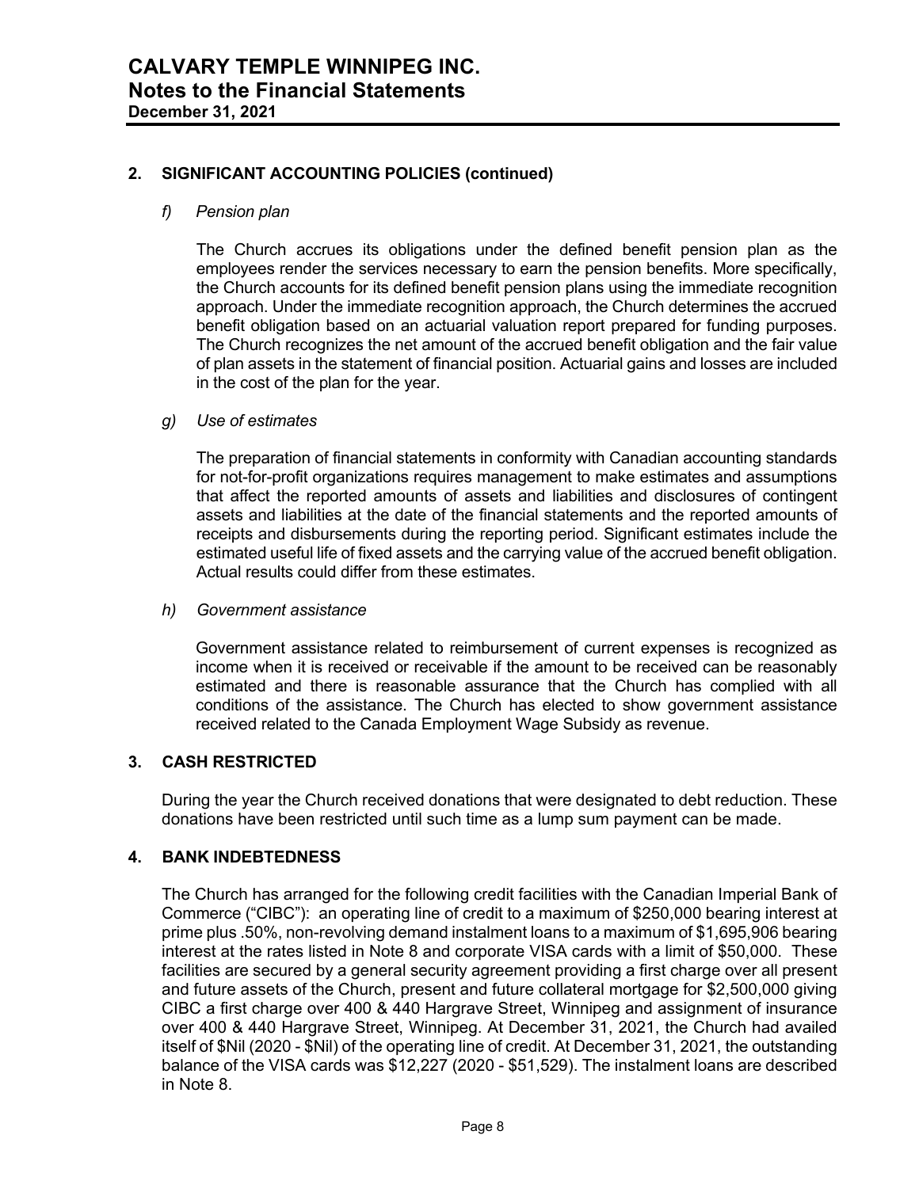## 2. SIGNIFICANT ACCOUNTING POLICIES (continued)

### *f) Pension plan*

The Church accrues its obligations under the defined benefit pension plan as the employees render the services necessary to earn the pension benefits. More specifically, the Church accounts for its defined benefit pension plans using the immediate recognition approach. Under the immediate recognition approach, the Church determines the accrued benefit obligation based on an actuarial valuation report prepared for funding purposes. The Church recognizes the net amount of the accrued benefit obligation and the fair value of plan assets in the statement of financial position. Actuarial gains and losses are included in the cost of the plan for the year.

### *g) Use of estimates*

The preparation of financial statements in conformity with Canadian accounting standards for not-for-profit organizations requires management to make estimates and assumptions that affect the reported amounts of assets and liabilities and disclosures of contingent assets and liabilities at the date of the financial statements and the reported amounts of receipts and disbursements during the reporting period. Significant estimates include the estimated useful life of fixed assets and the carrying value of the accrued benefit obligation. Actual results could differ from these estimates.

### *h) Government assistance*

Government assistance related to reimbursement of current expenses is recognized as income when it is received or receivable if the amount to be received can be reasonably estimated and there is reasonable assurance that the Church has complied with all conditions of the assistance. The Church has elected to show government assistance received related to the Canada Employment Wage Subsidy as revenue.

## 3. CASH RESTRICTED

During the year the Church received donations that were designated to debt reduction. These donations have been restricted until such time as a lump sum payment can be made.

## 4. BANK INDEBTEDNESS

The Church has arranged for the following credit facilities with the Canadian Imperial Bank of Commerce ("CIBC"): an operating line of credit to a maximum of $250,000 bearing interest at prime plus .50%, non-revolving demand instalment loans to a maximum of $1,695,906 bearing interest at the rates listed in Note 8 and corporate VISA cards with a limit of $50,000. These facilities are secured by a general security agreement providing a first charge over all present and future assets of the Church, present and future collateral mortgage for $2,500,000 giving CIBC a first charge over 400 & 440 Hargrave Street, Winnipeg and assignment of insurance over 400 & 440 Hargrave Street, Winnipeg. At December 31, 2021, the Church had availed itself of $Nil (2020 - $Nil) of the operating line of credit. At December 31, 2021, the outstanding balance of the VISA cards was $12,227 (2020 - $51,529). The instalment loans are described in Note 8.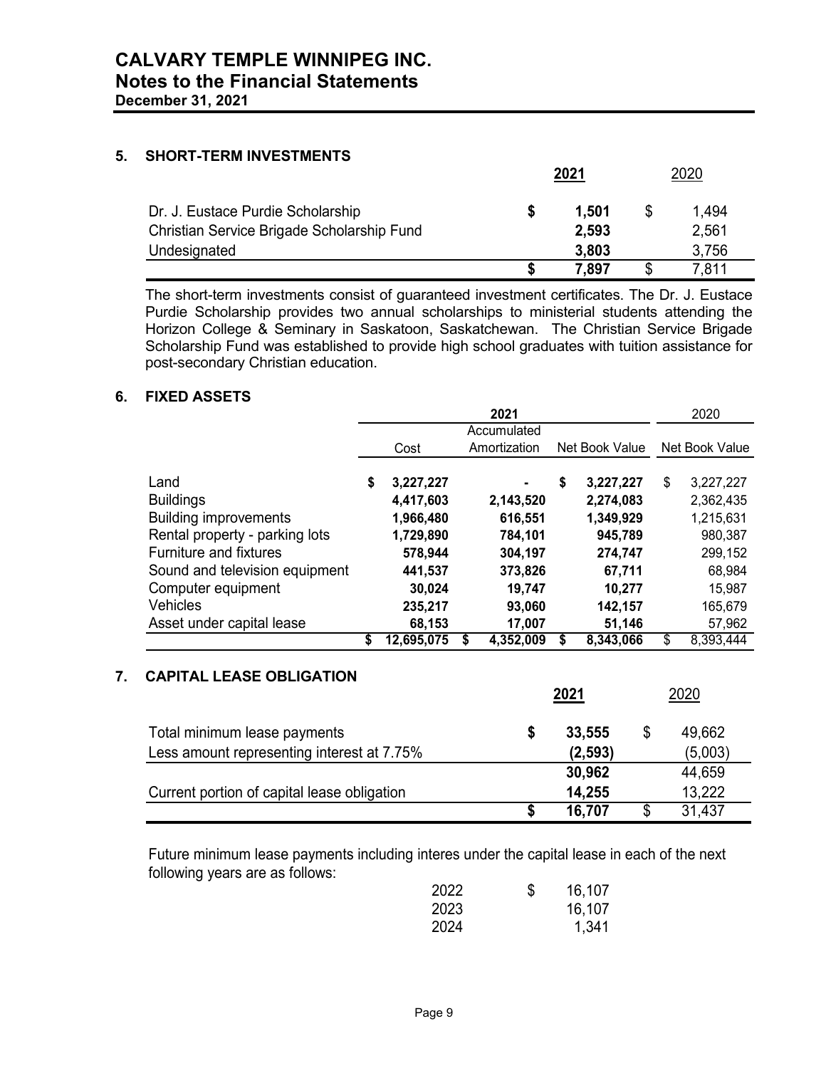# CALVARY TEMPLE WINNIPEG INC.
## Notes to the Financial Statements
**December 31, 2021**

## 5. SHORT-TERM INVESTMENTS

| | 2021 | 2020 |
|---|---|---|
| Dr. J. Eustace Purdie Scholarship | $ 1,501 | $ 1,494 |
| Christian Service Brigade Scholarship Fund | 2,593 | 2,561 |
| Undesignated | 3,803 | 3,756 |
| | $ 7,897 | $ 7,811 |

The short-term investments consist of guaranteed investment certificates. The Dr. J. Eustace Purdie Scholarship provides two annual scholarships to ministerial students attending the Horizon College & Seminary in Saskatoon, Saskatchewan. The Christian Service Brigade Scholarship Fund was established to provide high school graduates with tuition assistance for post-secondary Christian education.

## 6. FIXED ASSETS

| | 2021 | | | 2020 |
|---|---|---|---|---|
| | Cost | Accumulated Amortization | Net Book Value | Net Book Value |
| Land | $ 3,227,227 | - | $ 3,227,227 | $ 3,227,227 |
| Buildings | 4,417,603 | 2,143,520 | 2,274,083 | 2,362,435 |
| Building improvements | 1,966,480 | 616,551 | 1,349,929 | 1,215,631 |
| Rental property - parking lots | 1,729,890 | 784,101 | 945,789 | 980,387 |
| Furniture and fixtures | 578,944 | 304,197 | 274,747 | 299,152 |
| Sound and television equipment | 441,537 | 373,826 | 67,711 | 68,984 |
| Computer equipment | 30,024 | 19,747 | 10,277 | 15,987 |
| Vehicles | 235,217 | 93,060 | 142,157 | 165,679 |
| Asset under capital lease | 68,153 | 17,007 | 51,146 | 57,962 |
| | $ 12,695,075 | $ 4,352,009 | $ 8,343,066 | $ 8,393,444 |

## 7. CAPITAL LEASE OBLIGATION

| | 2021 | 2020 |
|---|---|---|
| Total minimum lease payments | $ 33,555 | $ 49,662 |
| Less amount representing interest at 7.75% | (2,593) | (5,003) |
| | 30,962 | 44,659 |
| Current portion of capital lease obligation | 14,255 | 13,222 |
| | $ 16,707 | $ 31,437 |

Future minimum lease payments including interes under the capital lease in each of the next following years are as follows:

| | |
|---|---|
| 2022 | $ 16,107 |
| 2023 | 16,107 |
| 2024 | 1,341 |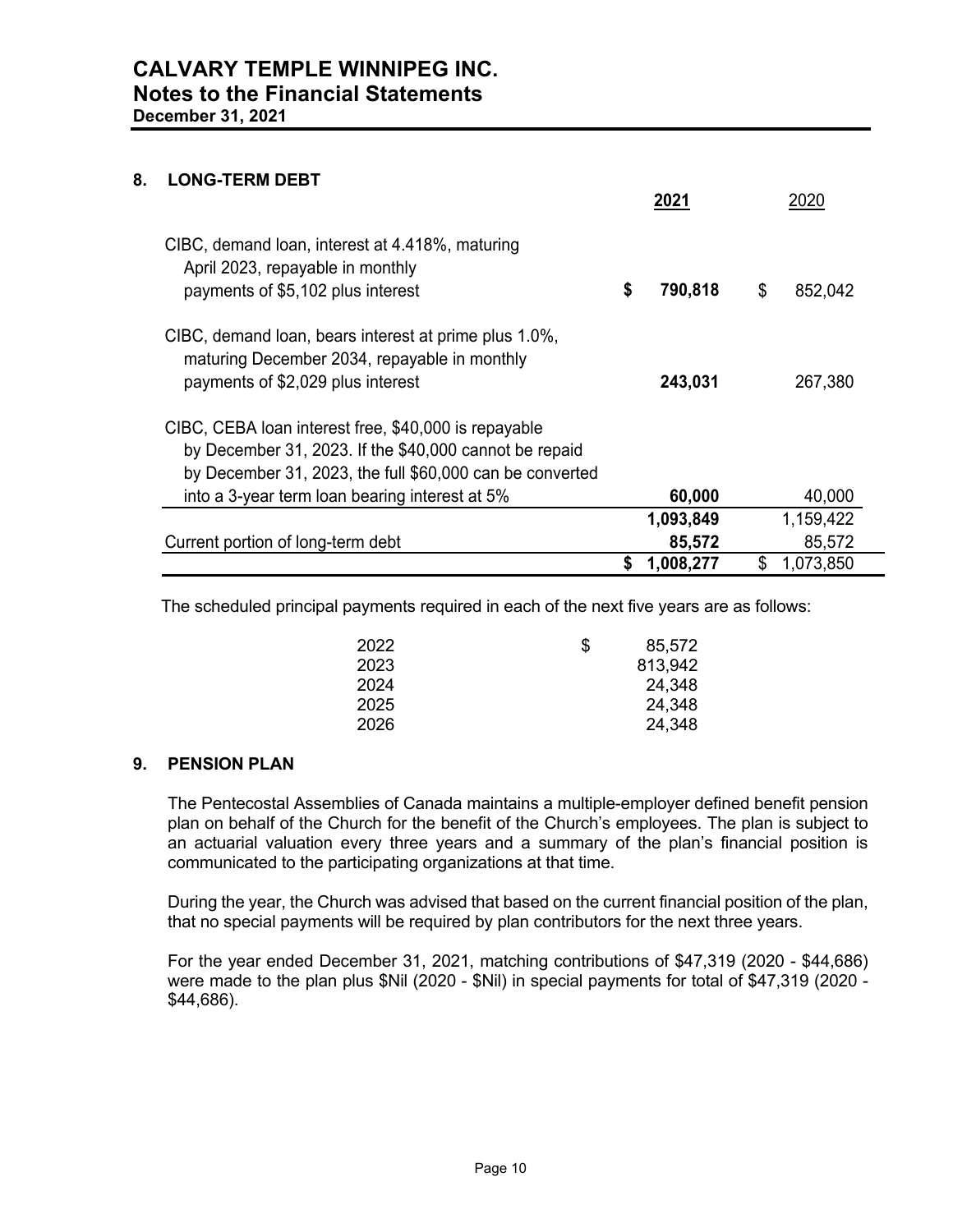# CALVARY TEMPLE WINNIPEG INC.
## Notes to the Financial Statements
**December 31, 2021**

### 8. LONG-TERM DEBT

| | **2021** | 2020 |
|---|---|---|
| CIBC, demand loan, interest at 4.418%, maturing April 2023, repayable in monthly payments of $5,102 plus interest | **$ 790,818** | $ 852,042 |
| CIBC, demand loan, bears interest at prime plus 1.0%, maturing December 2034, repayable in monthly payments of $2,029 plus interest | **243,031** | 267,380 |
| CIBC, CEBA loan interest free, $40,000 is repayable by December 31, 2023. If the $40,000 cannot be repaid by December 31, 2023, the full $60,000 can be converted into a 3-year term loan bearing interest at 5% | **60,000** | 40,000 |
| | **1,093,849** | 1,159,422 |
| Current portion of long-term debt | **85,572** | 85,572 |
| | **$ 1,008,277** | $ 1,073,850 |

The scheduled principal payments required in each of the next five years are as follows:

| | |
|---|---|
| 2022 | $ 85,572 |
| 2023 | 813,942 |
| 2024 | 24,348 |
| 2025 | 24,348 |
| 2026 | 24,348 |

### 9. PENSION PLAN

The Pentecostal Assemblies of Canada maintains a multiple-employer defined benefit pension plan on behalf of the Church for the benefit of the Church's employees. The plan is subject to an actuarial valuation every three years and a summary of the plan's financial position is communicated to the participating organizations at that time.

During the year, the Church was advised that based on the current financial position of the plan, that no special payments will be required by plan contributors for the next three years.

For the year ended December 31, 2021, matching contributions of $47,319 (2020 - $44,686) were made to the plan plus $Nil (2020 - $Nil) in special payments for total of $47,319 (2020 - $44,686).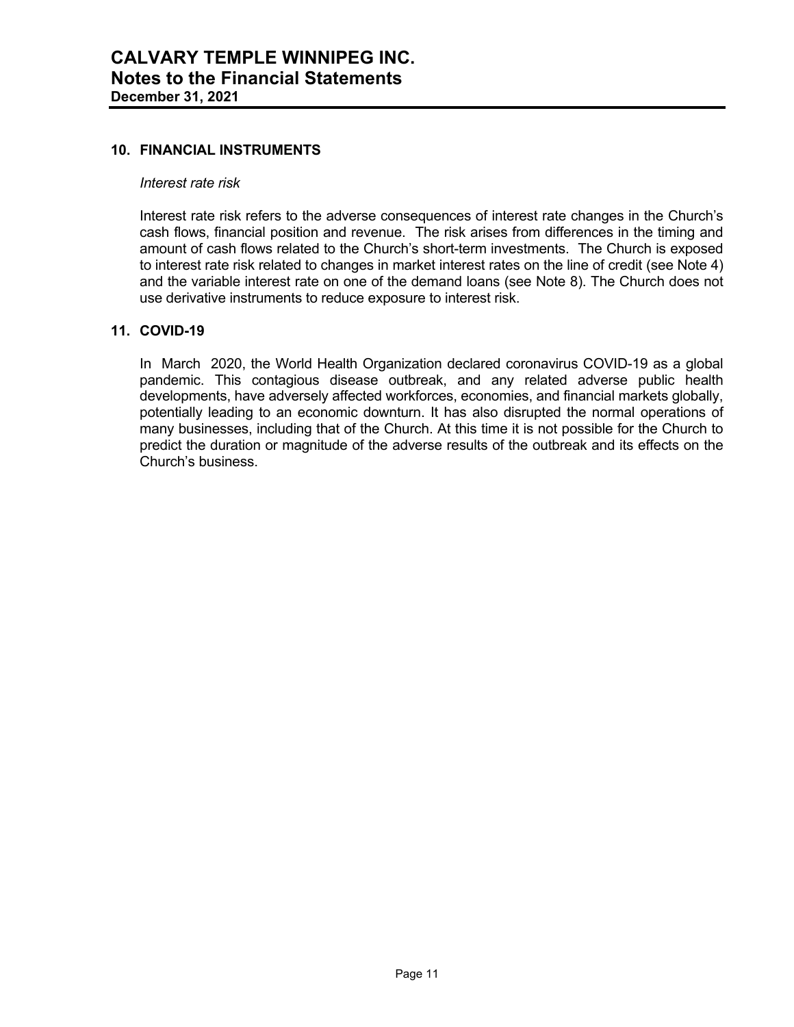# CALVARY TEMPLE WINNIPEG INC.
## Notes to the Financial Statements
**December 31, 2021**

### 10. FINANCIAL INSTRUMENTS

*Interest rate risk*

Interest rate risk refers to the adverse consequences of interest rate changes in the Church's cash flows, financial position and revenue. The risk arises from differences in the timing and amount of cash flows related to the Church's short-term investments. The Church is exposed to interest rate risk related to changes in market interest rates on the line of credit (see Note 4) and the variable interest rate on one of the demand loans (see Note 8). The Church does not use derivative instruments to reduce exposure to interest risk.

### 11. COVID-19

In March 2020, the World Health Organization declared coronavirus COVID-19 as a global pandemic. This contagious disease outbreak, and any related adverse public health developments, have adversely affected workforces, economies, and financial markets globally, potentially leading to an economic downturn. It has also disrupted the normal operations of many businesses, including that of the Church. At this time it is not possible for the Church to predict the duration or magnitude of the adverse results of the outbreak and its effects on the Church's business.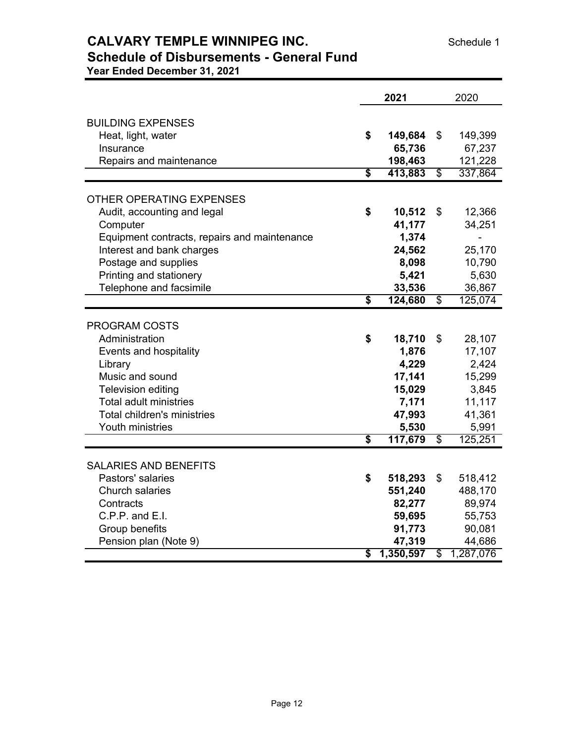# CALVARY TEMPLE WINNIPEG INC.

Schedule 1

## Schedule of Disbursements - General Fund

**Year Ended December 31, 2021**

| | **2021** | 2020 |
|---|---|---|
| BUILDING EXPENSES | | |
| Heat, light, water | **$ 149,684** | $ 149,399 |
| Insurance | **65,736** | 67,237 |
| Repairs and maintenance | **198,463** | 121,228 |
| | **$ 413,883** | $ 337,864 |
| OTHER OPERATING EXPENSES | | |
| Audit, accounting and legal | **$ 10,512** | $ 12,366 |
| Computer | **41,177** | 34,251 |
| Equipment contracts, repairs and maintenance | **1,374** | - |
| Interest and bank charges | **24,562** | 25,170 |
| Postage and supplies | **8,098** | 10,790 |
| Printing and stationery | **5,421** | 5,630 |
| Telephone and facsimile | **33,536** | 36,867 |
| | **$ 124,680** | $ 125,074 |
| PROGRAM COSTS | | |
| Administration | **$ 18,710** | $ 28,107 |
| Events and hospitality | **1,876** | 17,107 |
| Library | **4,229** | 2,424 |
| Music and sound | **17,141** | 15,299 |
| Television editing | **15,029** | 3,845 |
| Total adult ministries | **7,171** | 11,117 |
| Total children's ministries | **47,993** | 41,361 |
| Youth ministries | **5,530** | 5,991 |
| | **$ 117,679** | $ 125,251 |
| SALARIES AND BENEFITS | | |
| Pastors' salaries | **$ 518,293** | $ 518,412 |
| Church salaries | **551,240** | 488,170 |
| Contracts | **82,277** | 89,974 |
| C.P.P. and E.I. | **59,695** | 55,753 |
| Group benefits | **91,773** | 90,081 |
| Pension plan (Note 9) | **47,319** | 44,686 |
| | **$ 1,350,597** | $ 1,287,076 |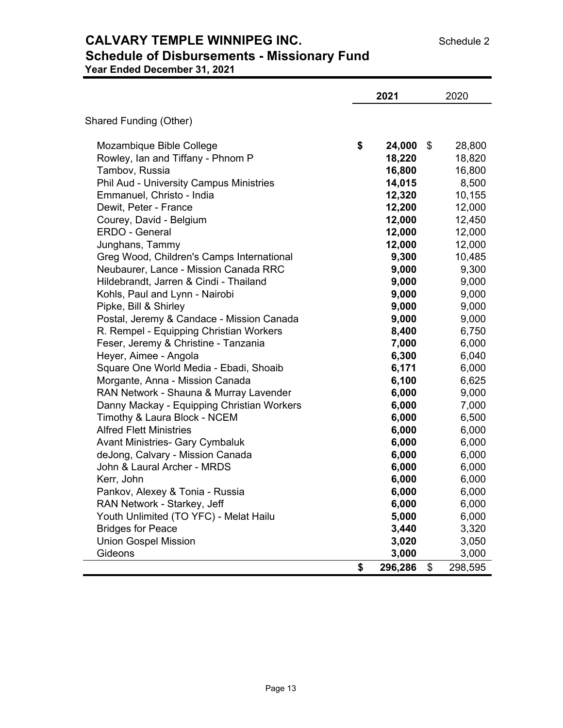# CALVARY TEMPLE WINNIPEG INC.

Schedule 2

## Schedule of Disbursements - Missionary Fund

**Year Ended December 31, 2021**

| | **2021** | 2020 |
|---|---|---|
| Shared Funding (Other) | | |
| Mozambique Bible College | **$ 24,000** | $ 28,800 |
| Rowley, Ian and Tiffany - Phnom P | **18,220** | 18,820 |
| Tambov, Russia | **16,800** | 16,800 |
| Phil Aud - University Campus Ministries | **14,015** | 8,500 |
| Emmanuel, Christo - India | **12,320** | 10,155 |
| Dewit, Peter - France | **12,200** | 12,000 |
| Courey, David - Belgium | **12,000** | 12,450 |
| ERDO - General | **12,000** | 12,000 |
| Junghans, Tammy | **12,000** | 12,000 |
| Greg Wood, Children's Camps International | **9,300** | 10,485 |
| Neubaurer, Lance - Mission Canada RRC | **9,000** | 9,300 |
| Hildebrandt, Jarren & Cindi - Thailand | **9,000** | 9,000 |
| Kohls, Paul and Lynn - Nairobi | **9,000** | 9,000 |
| Pipke, Bill & Shirley | **9,000** | 9,000 |
| Postal, Jeremy & Candace - Mission Canada | **9,000** | 9,000 |
| R. Rempel - Equipping Christian Workers | **8,400** | 6,750 |
| Feser, Jeremy & Christine - Tanzania | **7,000** | 6,000 |
| Heyer, Aimee - Angola | **6,300** | 6,040 |
| Square One World Media - Ebadi, Shoaib | **6,171** | 6,000 |
| Morgante, Anna - Mission Canada | **6,100** | 6,625 |
| RAN Network - Shauna & Murray Lavender | **6,000** | 9,000 |
| Danny Mackay - Equipping Christian Workers | **6,000** | 7,000 |
| Timothy & Laura Block - NCEM | **6,000** | 6,500 |
| Alfred Flett Ministries | **6,000** | 6,000 |
| Avant Ministries- Gary Cymbaluk | **6,000** | 6,000 |
| deJong, Calvary - Mission Canada | **6,000** | 6,000 |
| John & Laural Archer - MRDS | **6,000** | 6,000 |
| Kerr, John | **6,000** | 6,000 |
| Pankov, Alexey & Tonia - Russia | **6,000** | 6,000 |
| RAN Network - Starkey, Jeff | **6,000** | 6,000 |
| Youth Unlimited (TO YFC) - Melat Hailu | **5,000** | 6,000 |
| Bridges for Peace | **3,440** | 3,320 |
| Union Gospel Mission | **3,020** | 3,050 |
| Gideons | **3,000** | 3,000 |
| | **$ 296,286** | $ 298,595 |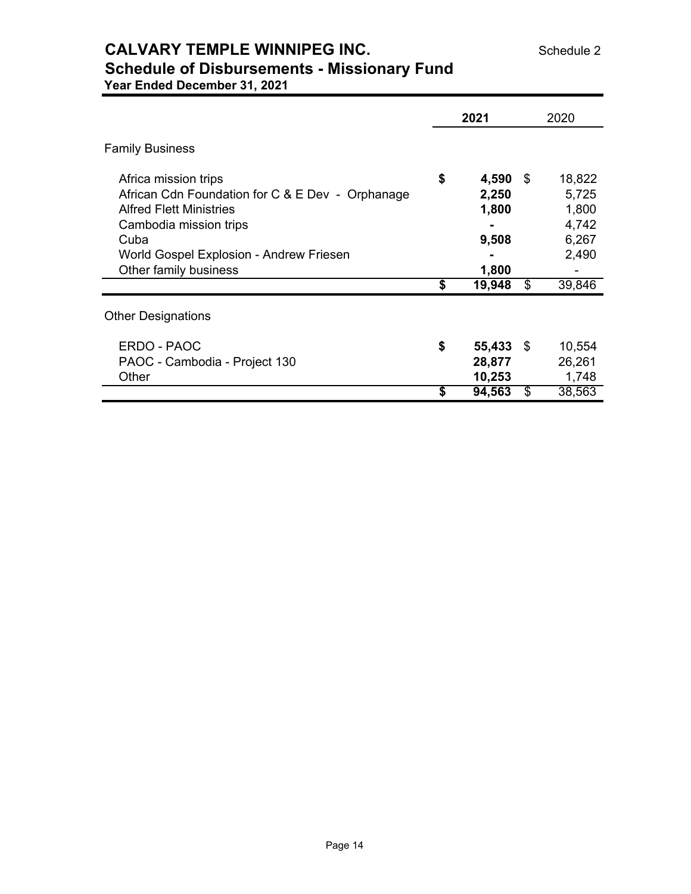# CALVARY TEMPLE WINNIPEG INC.

Schedule 2

## Schedule of Disbursements - Missionary Fund

### Year Ended December 31, 2021

| | **2021** | 2020 |
|---|---|---|
| Family Business | | |
| Africa mission trips | **$ 4,590** | $ 18,822 |
| African Cdn Foundation for C & E Dev - Orphanage | **2,250** | 5,725 |
| Alfred Flett Ministries | **1,800** | 1,800 |
| Cambodia mission trips | **-** | 4,742 |
| Cuba | **9,508** | 6,267 |
| World Gospel Explosion - Andrew Friesen | **-** | 2,490 |
| Other family business | **1,800** | - |
| | **$ 19,948** | $ 39,846 |
| Other Designations | | |
| ERDO - PAOC | **$ 55,433** | $ 10,554 |
| PAOC - Cambodia - Project 130 | **28,877** | 26,261 |
| Other | **10,253** | 1,748 |
| | **$ 94,563** | $ 38,563 |